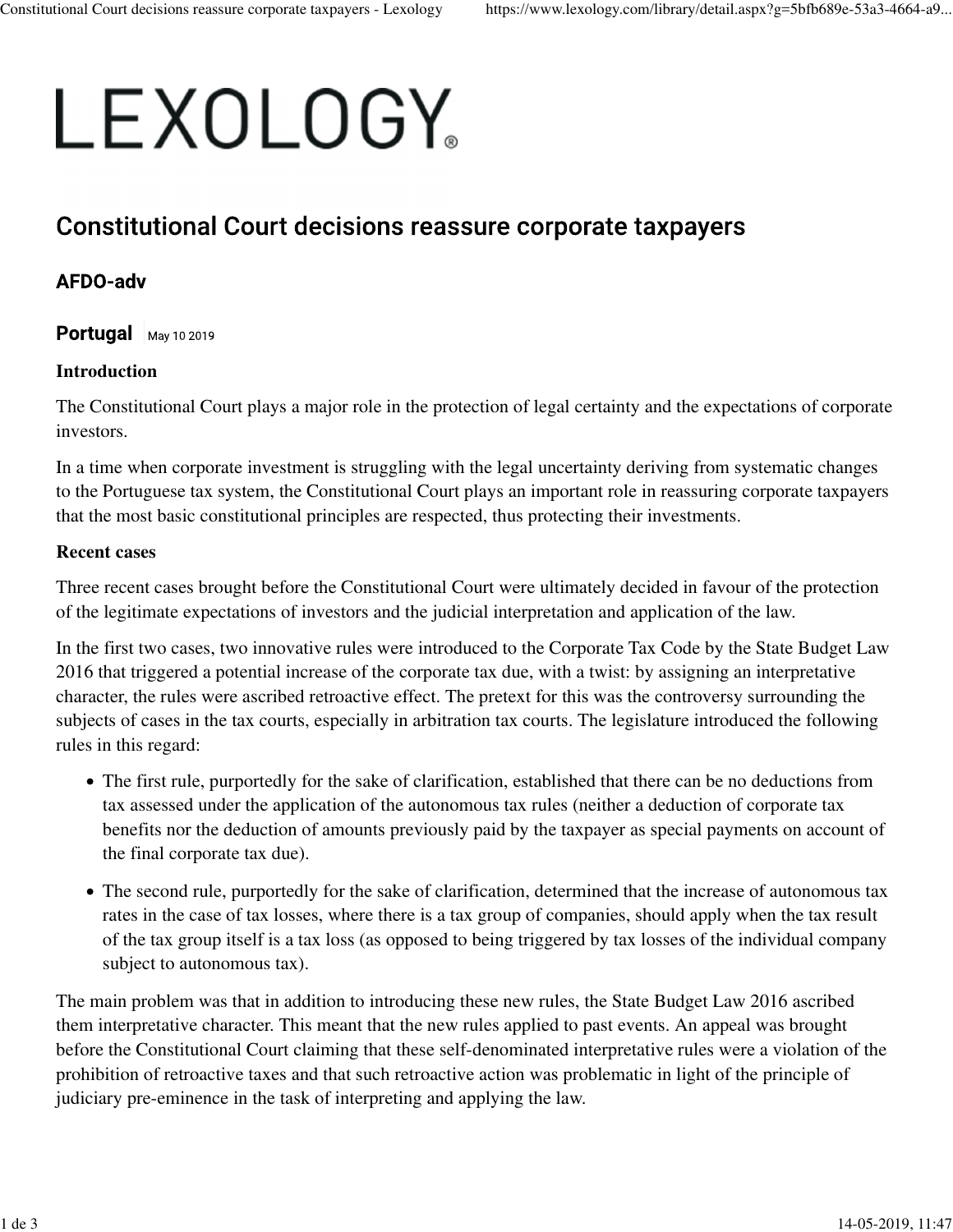LEXOLOGY.

# Constitutional Court decisions reassure corporate taxpayers

## AFDO-adv

**Portugal** | May 10 2019

### Introduction

The Constitutional Court plays a major role in the protection of legal certainty and the expectations of corporate investors.

In a time when corporate investment is struggling with the legal uncertainty deriving from systematic changes to the Portuguese tax system, the Constitutional Court plays an important role in reassuring corporate taxpayers that the most basic constitutional principles are respected, thus protecting their investments.

### Recent cases

Three recent cases brought before the Constitutional Court were ultimately decided in favour of the protection of the legitimate expectations of investors and the judicial interpretation and application of the law.

In the first two cases, two innovative rules were introduced to the Corporate Tax Code by the State Budget Law 2016 that triggered a potential increase of the corporate tax due, with a twist: by assigning an interpretative character, the rules were ascribed retroactive effect. The pretext for this was the controversy surrounding the subjects of cases in the tax courts, especially in arbitration tax courts. The legislature introduced the following rules in this regard:

- The first rule, purportedly for the sake of clarification, established that there can be no deductions from tax assessed under the application of the autonomous tax rules (neither a deduction of corporate tax benefits nor the deduction of amounts previously paid by the taxpayer as special payments on account of the final corporate tax due).
- The second rule, purportedly for the sake of clarification, determined that the increase of autonomous tax rates in the case of tax losses, where there is a tax group of companies, should apply when the tax result of the tax group itself is a tax loss (as opposed to being triggered by tax losses of the individual company subject to autonomous tax).

The main problem was that in addition to introducing these new rules, the State Budget Law 2016 ascribed them interpretative character. This meant that the new rules applied to past events. An appeal was brought before the Constitutional Court claiming that these self-denominated interpretative rules were a violation of the prohibition of retroactive taxes and that such retroactive action was problematic in light of the principle of judiciary pre-eminence in the task of interpreting and applying the law.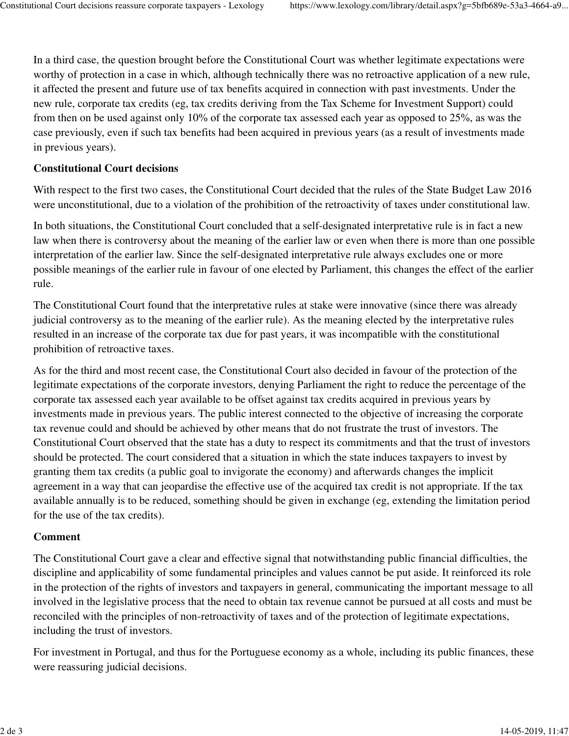In a third case, the question brought before the Constitutional Court was whether legitimate expectations were worthy of protection in a case in which, although technically there was no retroactive application of a new rule, it affected the present and future use of tax benefits acquired in connection with past investments. Under the new rule, corporate tax credits (eg, tax credits deriving from the Tax Scheme for Investment Support) could from then on be used against only 10% of the corporate tax assessed each year as opposed to 25%, as was the case previously, even if such tax benefits had been acquired in previous years (as a result of investments made in previous years).

**Constitutional Court decisions**

With respect to the first two cases, the Constitutional Court decided that the rules of the State Budget Law 2016 were unconstitutional, due to a violation of the prohibition of the retroactivity of taxes under constitutional law.

In both situations, the Constitutional Court concluded that a self-designated interpretative rule is in fact a new law when there is controversy about the meaning of the earlier law or even when there is more than one possible interpretation of the earlier law. Since the self-designated interpretative rule always excludes one or more possible meanings of the earlier rule in favour of one elected by Parliament, this changes the effect of the earlier rule.

The Constitutional Court found that the interpretative rules at stake were innovative (since there was already judicial controversy as to the meaning of the earlier rule). As the meaning elected by the interpretative rules resulted in an increase of the corporate tax due for past years, it was incompatible with the constitutional prohibition of retroactive taxes.

As for the third and most recent case, the Constitutional Court also decided in favour of the protection of the legitimate expectations of the corporate investors, denying Parliament the right to reduce the percentage of the corporate tax assessed each year available to be offset against tax credits acquired in previous years by investments made in previous years. The public interest connected to the objective of increasing the corporate tax revenue could and should be achieved by other means that do not frustrate the trust of investors. The Constitutional Court observed that the state has a duty to respect its commitments and that the trust of investors should be protected. The court considered that a situation in which the state induces taxpayers to invest by granting them tax credits (a public goal to invigorate the economy) and afterwards changes the implicit agreement in a way that can jeopardise the effective use of the acquired tax credit is not appropriate. If the tax available annually is to be reduced, something should be given in exchange (eg, extending the limitation period for the use of the tax credits).

**Comment**

The Constitutional Court gave a clear and effective signal that notwithstanding public financial difficulties, the discipline and applicability of some fundamental principles and values cannot be put aside. It reinforced its role in the protection of the rights of investors and taxpayers in general, communicating the important message to all involved in the legislative process that the need to obtain tax revenue cannot be pursued at all costs and must be reconciled with the principles of non-retroactivity of taxes and of the protection of legitimate expectations, including the trust of investors.

For investment in Portugal, and thus for the Portuguese economy as a whole, including its public finances, these were reassuring judicial decisions.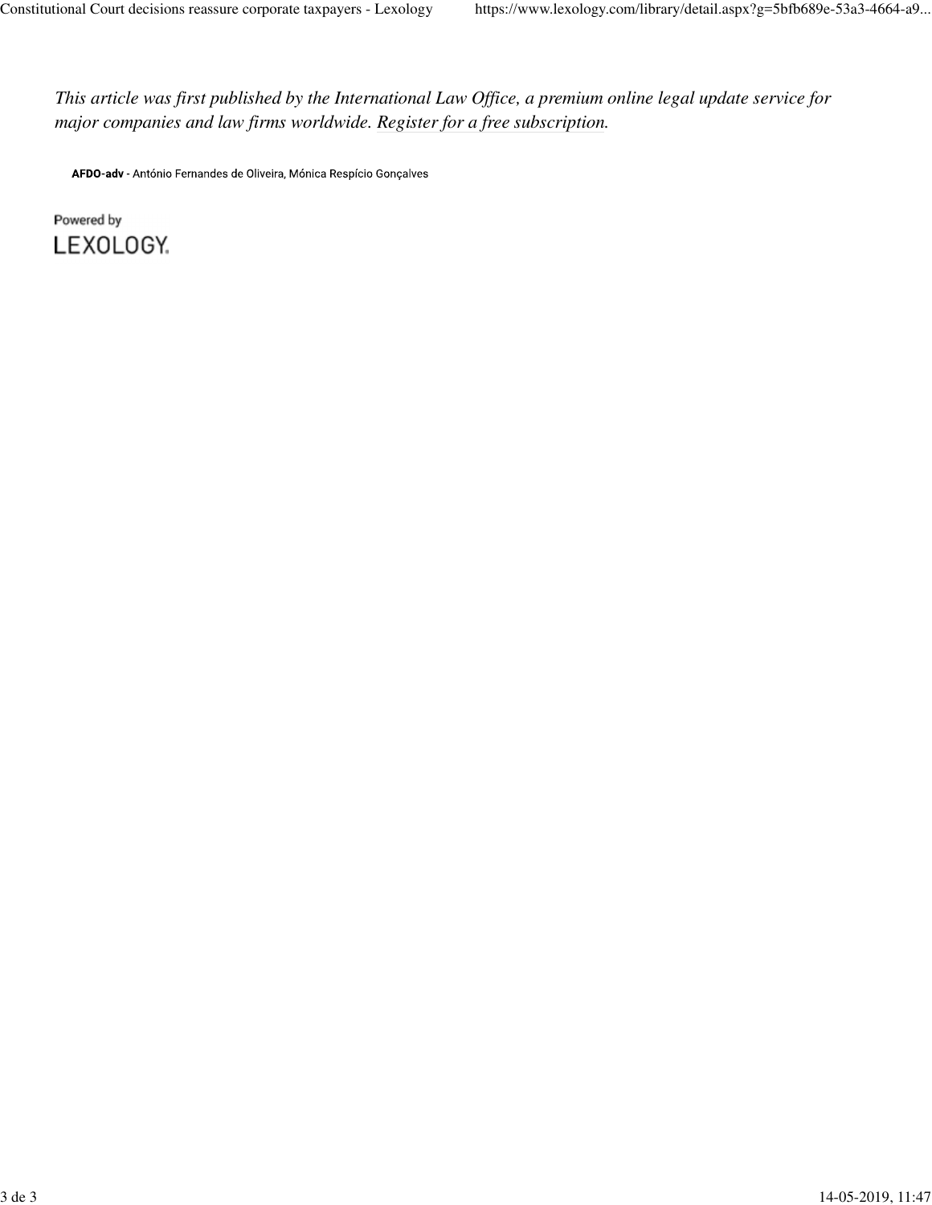*This article was first published by the International Law Office, a premium online legal update service for major companies and law firms worldwide. Register for a free subscription.*

**AFDO-adv** - António Fernandes de Oliveira, Mónica Respício Gonçalves

Powered by
LEXOLOGY.